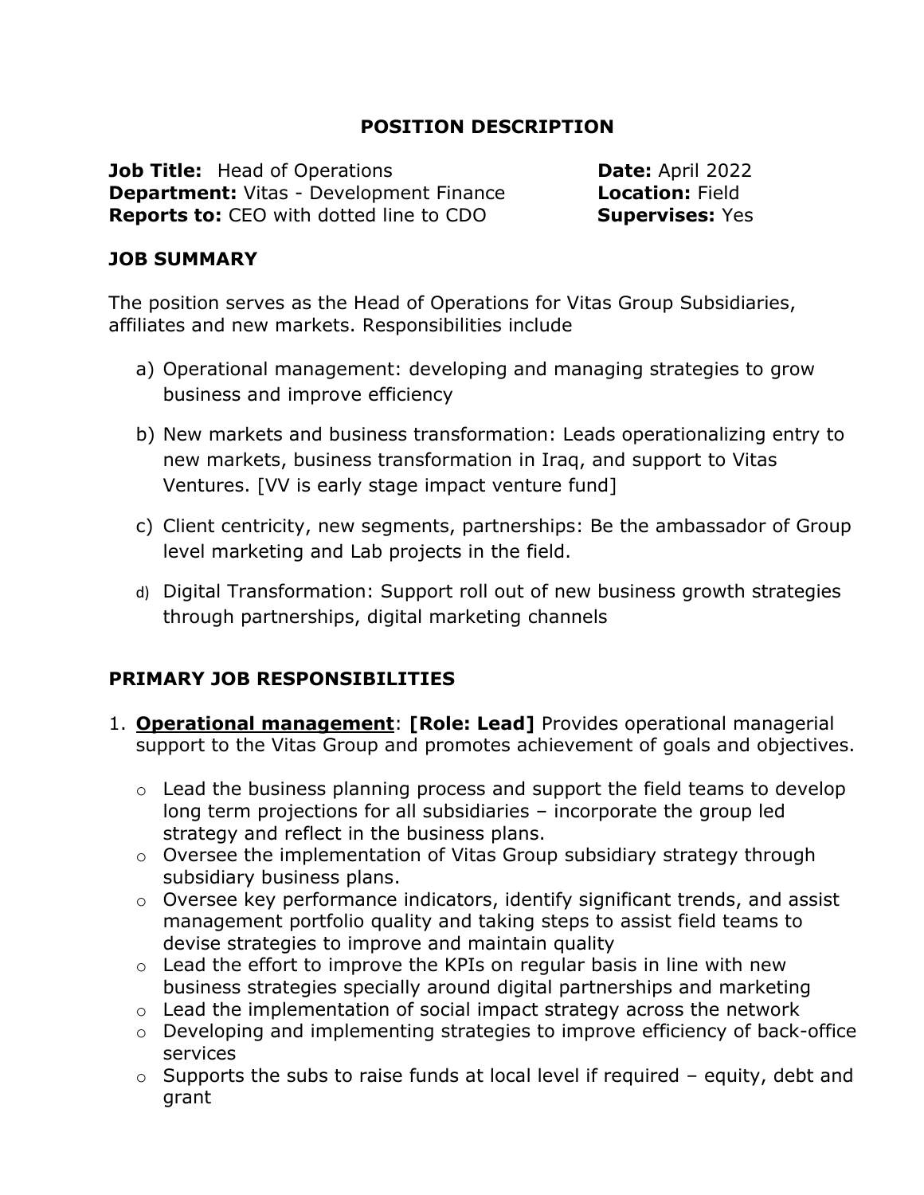# POSITION DESCRIPTION

| | |
|---|---|
| **Job Title:** Head of Operations | **Date:** April 2022 |
| **Department:** Vitas - Development Finance | **Location:** Field |
| **Reports to:** CEO with dotted line to CDO | **Supervises:** Yes |

## JOB SUMMARY

The position serves as the Head of Operations for Vitas Group Subsidiaries, affiliates and new markets. Responsibilities include

a) Operational management: developing and managing strategies to grow business and improve efficiency

b) New markets and business transformation: Leads operationalizing entry to new markets, business transformation in Iraq, and support to Vitas Ventures. [VV is early stage impact venture fund]

c) Client centricity, new segments, partnerships: Be the ambassador of Group level marketing and Lab projects in the field.

d) Digital Transformation: Support roll out of new business growth strategies through partnerships, digital marketing channels

## PRIMARY JOB RESPONSIBILITIES

1. **<u>Operational management</u>**: **[Role: Lead]** Provides operational managerial support to the Vitas Group and promotes achievement of goals and objectives.

   - Lead the business planning process and support the field teams to develop long term projections for all subsidiaries – incorporate the group led strategy and reflect in the business plans.
   - Oversee the implementation of Vitas Group subsidiary strategy through subsidiary business plans.
   - Oversee key performance indicators, identify significant trends, and assist management portfolio quality and taking steps to assist field teams to devise strategies to improve and maintain quality
   - Lead the effort to improve the KPIs on regular basis in line with new business strategies specially around digital partnerships and marketing
   - Lead the implementation of social impact strategy across the network
   - Developing and implementing strategies to improve efficiency of back-office services
   - Supports the subs to raise funds at local level if required – equity, debt and grant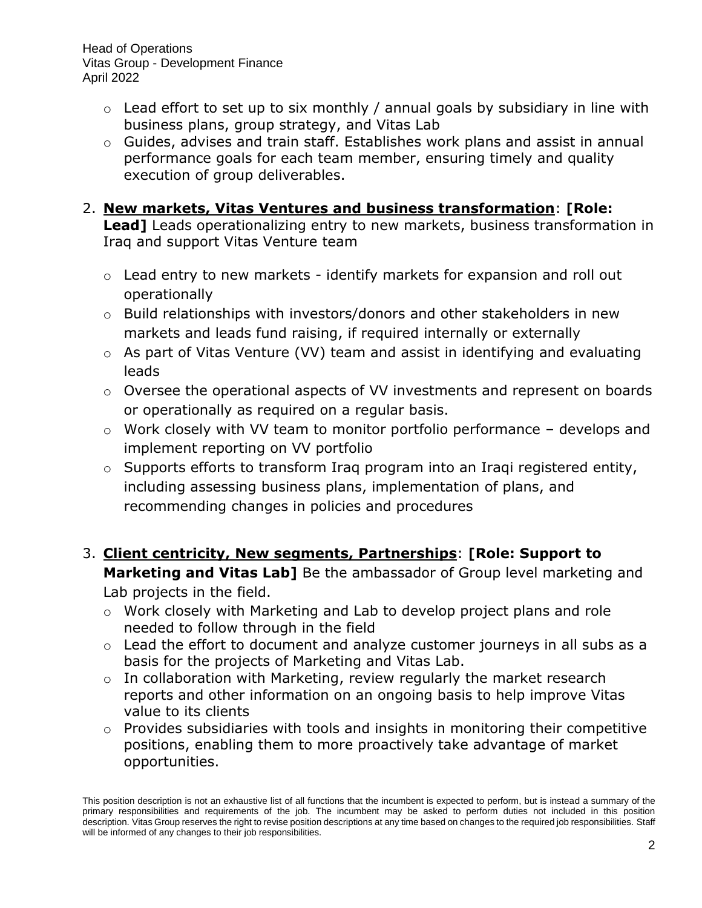- Lead effort to set up to six monthly / annual goals by subsidiary in line with business plans, group strategy, and Vitas Lab
- Guides, advises and train staff. Establishes work plans and assist in annual performance goals for each team member, ensuring timely and quality execution of group deliverables.

2. **New markets, Vitas Ventures and business transformation**: **[Role: Lead]** Leads operationalizing entry to new markets, business transformation in Iraq and support Vitas Venture team

   - Lead entry to new markets - identify markets for expansion and roll out operationally
   - Build relationships with investors/donors and other stakeholders in new markets and leads fund raising, if required internally or externally
   - As part of Vitas Venture (VV) team and assist in identifying and evaluating leads
   - Oversee the operational aspects of VV investments and represent on boards or operationally as required on a regular basis.
   - Work closely with VV team to monitor portfolio performance – develops and implement reporting on VV portfolio
   - Supports efforts to transform Iraq program into an Iraqi registered entity, including assessing business plans, implementation of plans, and recommending changes in policies and procedures

3. **Client centricity, New segments, Partnerships**: **[Role: Support to Marketing and Vitas Lab]** Be the ambassador of Group level marketing and Lab projects in the field.
   - Work closely with Marketing and Lab to develop project plans and role needed to follow through in the field
   - Lead the effort to document and analyze customer journeys in all subs as a basis for the projects of Marketing and Vitas Lab.
   - In collaboration with Marketing, review regularly the market research reports and other information on an ongoing basis to help improve Vitas value to its clients
   - Provides subsidiaries with tools and insights in monitoring their competitive positions, enabling them to more proactively take advantage of market opportunities.

This position description is not an exhaustive list of all functions that the incumbent is expected to perform, but is instead a summary of the primary responsibilities and requirements of the job. The incumbent may be asked to perform duties not included in this position description. Vitas Group reserves the right to revise position descriptions at any time based on changes to the required job responsibilities. Staff will be informed of any changes to their job responsibilities.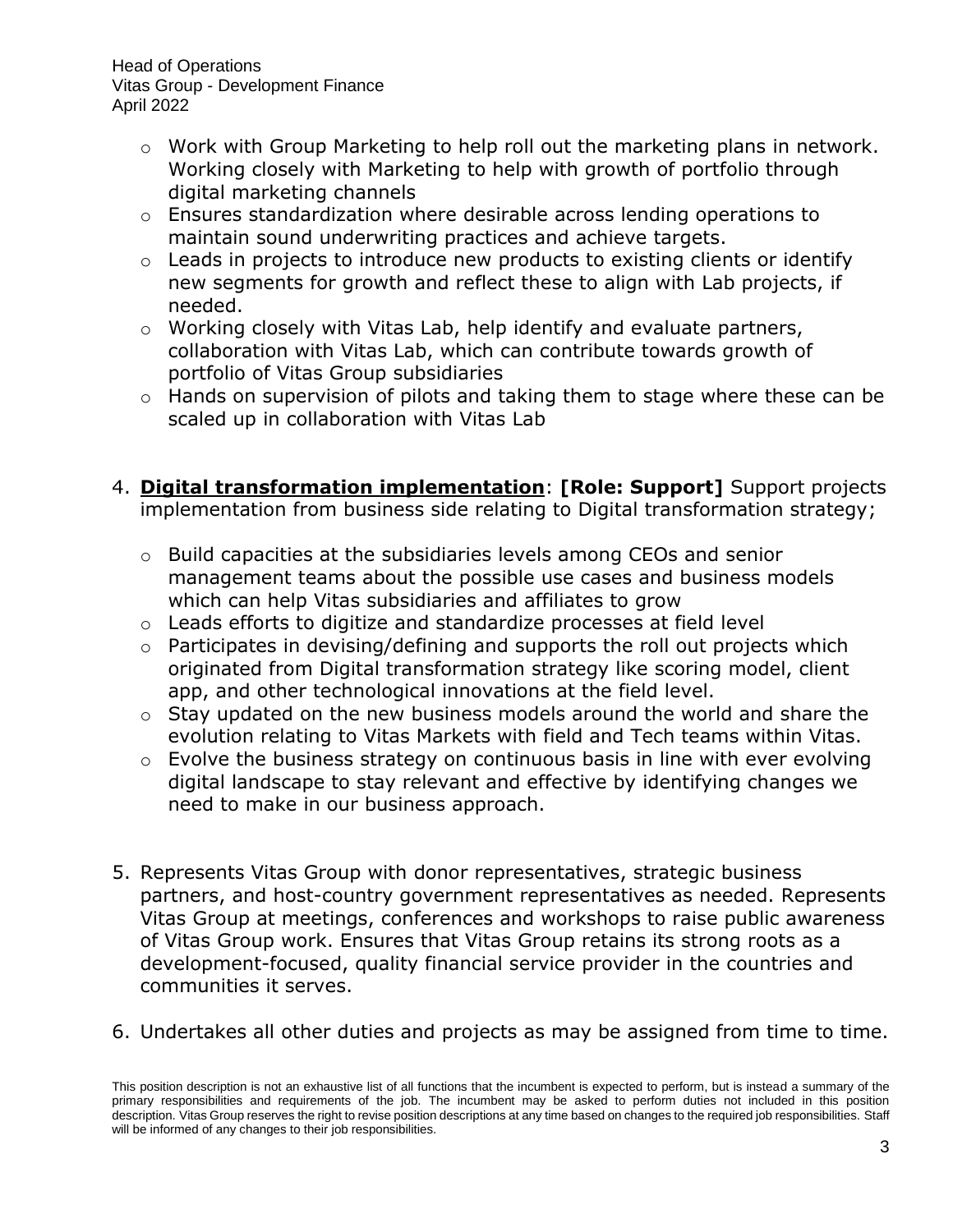- Work with Group Marketing to help roll out the marketing plans in network. Working closely with Marketing to help with growth of portfolio through digital marketing channels
- Ensures standardization where desirable across lending operations to maintain sound underwriting practices and achieve targets.
- Leads in projects to introduce new products to existing clients or identify new segments for growth and reflect these to align with Lab projects, if needed.
- Working closely with Vitas Lab, help identify and evaluate partners, collaboration with Vitas Lab, which can contribute towards growth of portfolio of Vitas Group subsidiaries
- Hands on supervision of pilots and taking them to stage where these can be scaled up in collaboration with Vitas Lab

4. **<u>Digital transformation implementation</u>**: **[Role: Support]** Support projects implementation from business side relating to Digital transformation strategy;

    - Build capacities at the subsidiaries levels among CEOs and senior management teams about the possible use cases and business models which can help Vitas subsidiaries and affiliates to grow
    - Leads efforts to digitize and standardize processes at field level
    - Participates in devising/defining and supports the roll out projects which originated from Digital transformation strategy like scoring model, client app, and other technological innovations at the field level.
    - Stay updated on the new business models around the world and share the evolution relating to Vitas Markets with field and Tech teams within Vitas.
    - Evolve the business strategy on continuous basis in line with ever evolving digital landscape to stay relevant and effective by identifying changes we need to make in our business approach.

5. Represents Vitas Group with donor representatives, strategic business partners, and host-country government representatives as needed. Represents Vitas Group at meetings, conferences and workshops to raise public awareness of Vitas Group work. Ensures that Vitas Group retains its strong roots as a development-focused, quality financial service provider in the countries and communities it serves.

6. Undertakes all other duties and projects as may be assigned from time to time.

This position description is not an exhaustive list of all functions that the incumbent is expected to perform, but is instead a summary of the primary responsibilities and requirements of the job. The incumbent may be asked to perform duties not included in this position description. Vitas Group reserves the right to revise position descriptions at any time based on changes to the required job responsibilities. Staff will be informed of any changes to their job responsibilities.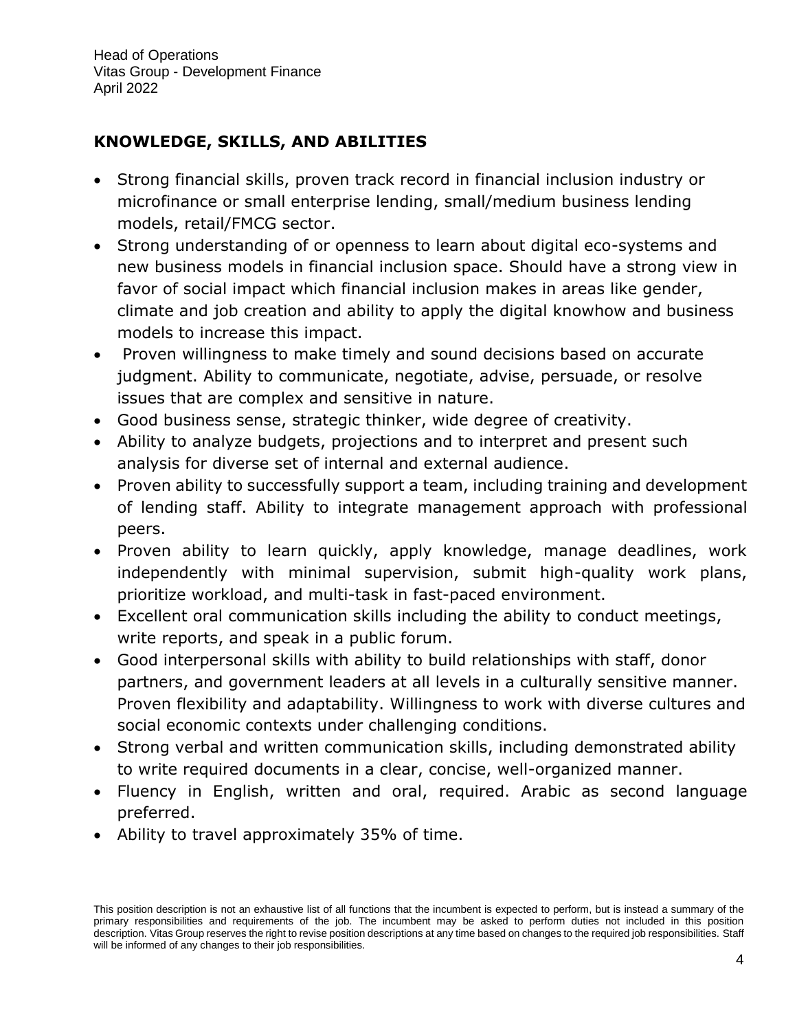## KNOWLEDGE, SKILLS, AND ABILITIES

- Strong financial skills, proven track record in financial inclusion industry or microfinance or small enterprise lending, small/medium business lending models, retail/FMCG sector.
- Strong understanding of or openness to learn about digital eco-systems and new business models in financial inclusion space. Should have a strong view in favor of social impact which financial inclusion makes in areas like gender, climate and job creation and ability to apply the digital knowhow and business models to increase this impact.
- Proven willingness to make timely and sound decisions based on accurate judgment. Ability to communicate, negotiate, advise, persuade, or resolve issues that are complex and sensitive in nature.
- Good business sense, strategic thinker, wide degree of creativity.
- Ability to analyze budgets, projections and to interpret and present such analysis for diverse set of internal and external audience.
- Proven ability to successfully support a team, including training and development of lending staff. Ability to integrate management approach with professional peers.
- Proven ability to learn quickly, apply knowledge, manage deadlines, work independently with minimal supervision, submit high-quality work plans, prioritize workload, and multi-task in fast-paced environment.
- Excellent oral communication skills including the ability to conduct meetings, write reports, and speak in a public forum.
- Good interpersonal skills with ability to build relationships with staff, donor partners, and government leaders at all levels in a culturally sensitive manner. Proven flexibility and adaptability. Willingness to work with diverse cultures and social economic contexts under challenging conditions.
- Strong verbal and written communication skills, including demonstrated ability to write required documents in a clear, concise, well-organized manner.
- Fluency in English, written and oral, required. Arabic as second language preferred.
- Ability to travel approximately 35% of time.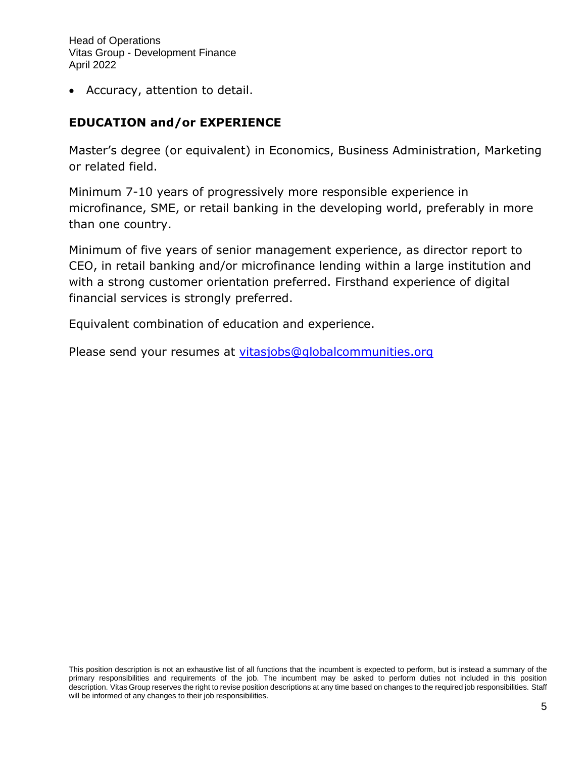- Accuracy, attention to detail.

## EDUCATION and/or EXPERIENCE

Master's degree (or equivalent) in Economics, Business Administration, Marketing or related field.

Minimum 7-10 years of progressively more responsible experience in microfinance, SME, or retail banking in the developing world, preferably in more than one country.

Minimum of five years of senior management experience, as director report to CEO, in retail banking and/or microfinance lending within a large institution and with a strong customer orientation preferred. Firsthand experience of digital financial services is strongly preferred.

Equivalent combination of education and experience.

Please send your resumes at vitasjobs@globalcommunities.org

This position description is not an exhaustive list of all functions that the incumbent is expected to perform, but is instead a summary of the primary responsibilities and requirements of the job. The incumbent may be asked to perform duties not included in this position description. Vitas Group reserves the right to revise position descriptions at any time based on changes to the required job responsibilities. Staff will be informed of any changes to their job responsibilities.